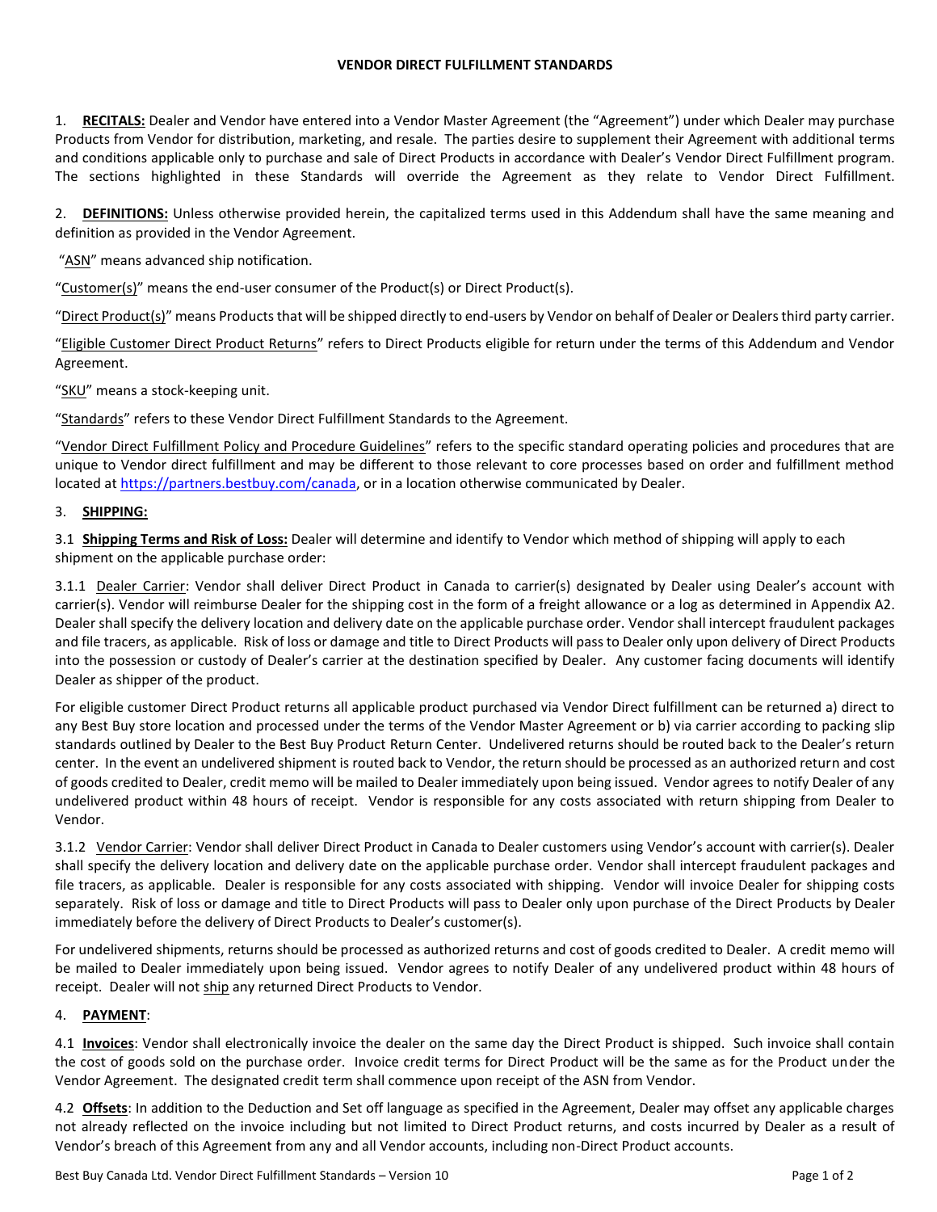# VENDOR DIRECT FULFILLMENT STANDARDS

1. **RECITALS:** Dealer and Vendor have entered into a Vendor Master Agreement (the "Agreement") under which Dealer may purchase Products from Vendor for distribution, marketing, and resale. The parties desire to supplement their Agreement with additional terms and conditions applicable only to purchase and sale of Direct Products in accordance with Dealer's Vendor Direct Fulfillment program. The sections highlighted in these Standards will override the Agreement as they relate to Vendor Direct Fulfillment.

2. **DEFINITIONS:** Unless otherwise provided herein, the capitalized terms used in this Addendum shall have the same meaning and definition as provided in the Vendor Agreement.

"ASN" means advanced ship notification.

"Customer(s)" means the end-user consumer of the Product(s) or Direct Product(s).

"Direct Product(s)" means Products that will be shipped directly to end-users by Vendor on behalf of Dealer or Dealers third party carrier.

"Eligible Customer Direct Product Returns" refers to Direct Products eligible for return under the terms of this Addendum and Vendor Agreement.

"SKU" means a stock-keeping unit.

"Standards" refers to these Vendor Direct Fulfillment Standards to the Agreement.

"Vendor Direct Fulfillment Policy and Procedure Guidelines" refers to the specific standard operating policies and procedures that are unique to Vendor direct fulfillment and may be different to those relevant to core processes based on order and fulfillment method located at https://partners.bestbuy.com/canada, or in a location otherwise communicated by Dealer.

3. **SHIPPING:**

3.1 **Shipping Terms and Risk of Loss:** Dealer will determine and identify to Vendor which method of shipping will apply to each shipment on the applicable purchase order:

3.1.1 Dealer Carrier: Vendor shall deliver Direct Product in Canada to carrier(s) designated by Dealer using Dealer's account with carrier(s). Vendor will reimburse Dealer for the shipping cost in the form of a freight allowance or a log as determined in Appendix A2. Dealer shall specify the delivery location and delivery date on the applicable purchase order. Vendor shall intercept fraudulent packages and file tracers, as applicable. Risk of loss or damage and title to Direct Products will pass to Dealer only upon delivery of Direct Products into the possession or custody of Dealer's carrier at the destination specified by Dealer. Any customer facing documents will identify Dealer as shipper of the product.

For eligible customer Direct Product returns all applicable product purchased via Vendor Direct fulfillment can be returned a) direct to any Best Buy store location and processed under the terms of the Vendor Master Agreement or b) via carrier according to packing slip standards outlined by Dealer to the Best Buy Product Return Center. Undelivered returns should be routed back to the Dealer's return center. In the event an undelivered shipment is routed back to Vendor, the return should be processed as an authorized return and cost of goods credited to Dealer, credit memo will be mailed to Dealer immediately upon being issued. Vendor agrees to notify Dealer of any undelivered product within 48 hours of receipt. Vendor is responsible for any costs associated with return shipping from Dealer to Vendor.

3.1.2 Vendor Carrier: Vendor shall deliver Direct Product in Canada to Dealer customers using Vendor's account with carrier(s). Dealer shall specify the delivery location and delivery date on the applicable purchase order. Vendor shall intercept fraudulent packages and file tracers, as applicable. Dealer is responsible for any costs associated with shipping. Vendor will invoice Dealer for shipping costs separately. Risk of loss or damage and title to Direct Products will pass to Dealer only upon purchase of the Direct Products by Dealer immediately before the delivery of Direct Products to Dealer's customer(s).

For undelivered shipments, returns should be processed as authorized returns and cost of goods credited to Dealer. A credit memo will be mailed to Dealer immediately upon being issued. Vendor agrees to notify Dealer of any undelivered product within 48 hours of receipt. Dealer will not ship any returned Direct Products to Vendor.

4. **PAYMENT**:

4.1 **Invoices**: Vendor shall electronically invoice the dealer on the same day the Direct Product is shipped. Such invoice shall contain the cost of goods sold on the purchase order. Invoice credit terms for Direct Product will be the same as for the Product under the Vendor Agreement. The designated credit term shall commence upon receipt of the ASN from Vendor.

4.2 **Offsets**: In addition to the Deduction and Set off language as specified in the Agreement, Dealer may offset any applicable charges not already reflected on the invoice including but not limited to Direct Product returns, and costs incurred by Dealer as a result of Vendor's breach of this Agreement from any and all Vendor accounts, including non-Direct Product accounts.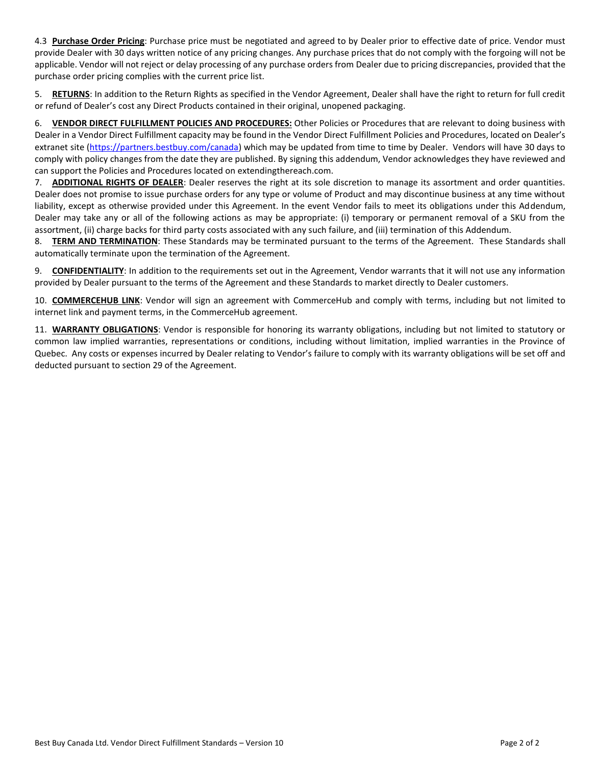4.3 **Purchase Order Pricing**: Purchase price must be negotiated and agreed to by Dealer prior to effective date of price. Vendor must provide Dealer with 30 days written notice of any pricing changes. Any purchase prices that do not comply with the forgoing will not be applicable. Vendor will not reject or delay processing of any purchase orders from Dealer due to pricing discrepancies, provided that the purchase order pricing complies with the current price list.

5. **RETURNS**: In addition to the Return Rights as specified in the Vendor Agreement, Dealer shall have the right to return for full credit or refund of Dealer's cost any Direct Products contained in their original, unopened packaging.

6. **VENDOR DIRECT FULFILLMENT POLICIES AND PROCEDURES:** Other Policies or Procedures that are relevant to doing business with Dealer in a Vendor Direct Fulfillment capacity may be found in the Vendor Direct Fulfillment Policies and Procedures, located on Dealer's extranet site (https://partners.bestbuy.com/canada) which may be updated from time to time by Dealer. Vendors will have 30 days to comply with policy changes from the date they are published. By signing this addendum, Vendor acknowledges they have reviewed and can support the Policies and Procedures located on extendingthereach.com.

7. **ADDITIONAL RIGHTS OF DEALER**: Dealer reserves the right at its sole discretion to manage its assortment and order quantities. Dealer does not promise to issue purchase orders for any type or volume of Product and may discontinue business at any time without liability, except as otherwise provided under this Agreement. In the event Vendor fails to meet its obligations under this Addendum, Dealer may take any or all of the following actions as may be appropriate: (i) temporary or permanent removal of a SKU from the assortment, (ii) charge backs for third party costs associated with any such failure, and (iii) termination of this Addendum.

8. **TERM AND TERMINATION**: These Standards may be terminated pursuant to the terms of the Agreement. These Standards shall automatically terminate upon the termination of the Agreement.

9. **CONFIDENTIALITY**: In addition to the requirements set out in the Agreement, Vendor warrants that it will not use any information provided by Dealer pursuant to the terms of the Agreement and these Standards to market directly to Dealer customers.

10. **COMMERCEHUB LINK**: Vendor will sign an agreement with CommerceHub and comply with terms, including but not limited to internet link and payment terms, in the CommerceHub agreement.

11. **WARRANTY OBLIGATIONS**: Vendor is responsible for honoring its warranty obligations, including but not limited to statutory or common law implied warranties, representations or conditions, including without limitation, implied warranties in the Province of Quebec. Any costs or expenses incurred by Dealer relating to Vendor's failure to comply with its warranty obligations will be set off and deducted pursuant to section 29 of the Agreement.